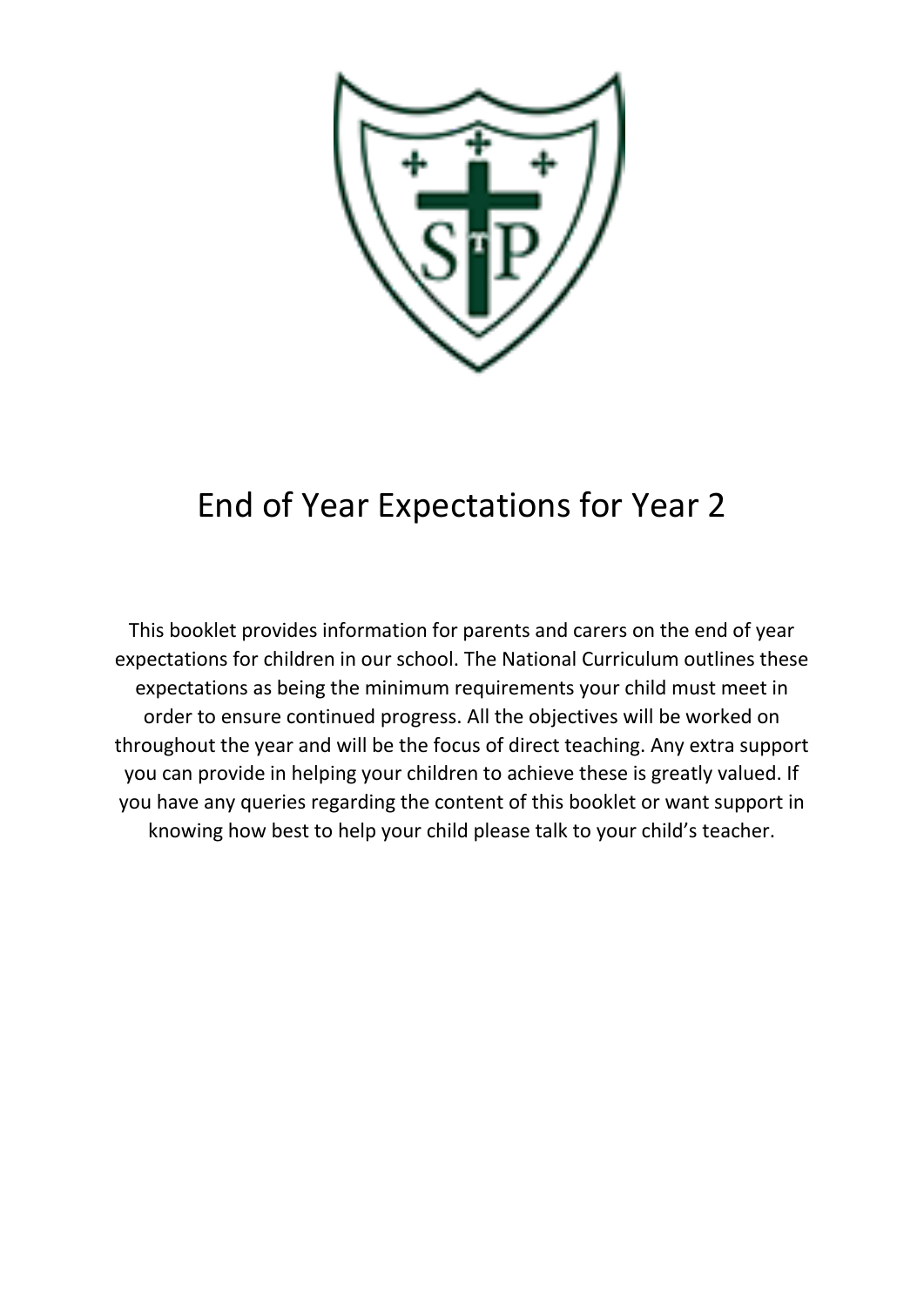# End of Year Expectations for Year 2

This booklet provides information for parents and carers on the end of year expectations for children in our school. The National Curriculum outlines these expectations as being the minimum requirements your child must meet in order to ensure continued progress. All the objectives will be worked on throughout the year and will be the focus of direct teaching. Any extra support you can provide in helping your children to achieve these is greatly valued. If you have any queries regarding the content of this booklet or want support in knowing how best to help your child please talk to your child's teacher.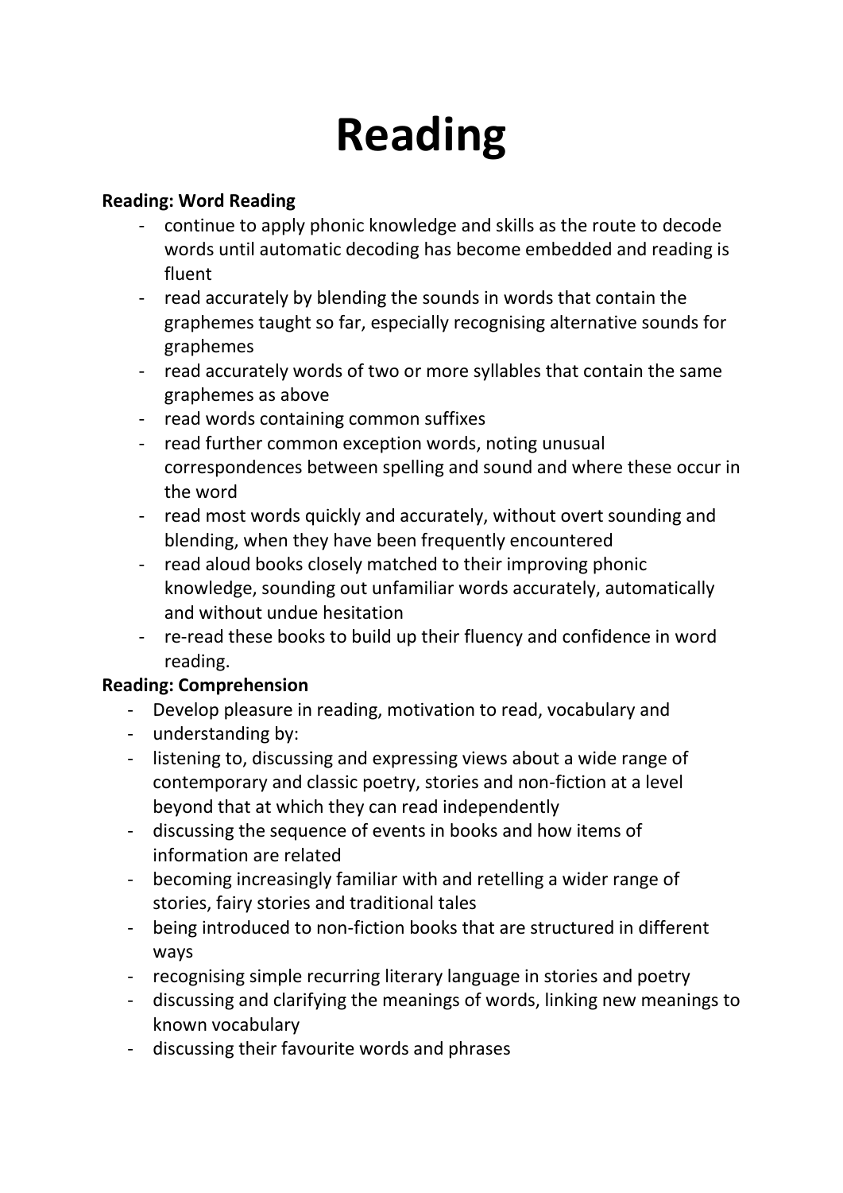# Reading

**Reading: Word Reading**

- continue to apply phonic knowledge and skills as the route to decode words until automatic decoding has become embedded and reading is fluent
- read accurately by blending the sounds in words that contain the graphemes taught so far, especially recognising alternative sounds for graphemes
- read accurately words of two or more syllables that contain the same graphemes as above
- read words containing common suffixes
- read further common exception words, noting unusual correspondences between spelling and sound and where these occur in the word
- read most words quickly and accurately, without overt sounding and blending, when they have been frequently encountered
- read aloud books closely matched to their improving phonic knowledge, sounding out unfamiliar words accurately, automatically and without undue hesitation
- re-read these books to build up their fluency and confidence in word reading.

**Reading: Comprehension**

- Develop pleasure in reading, motivation to read, vocabulary and
- understanding by:
- listening to, discussing and expressing views about a wide range of contemporary and classic poetry, stories and non-fiction at a level beyond that at which they can read independently
- discussing the sequence of events in books and how items of information are related
- becoming increasingly familiar with and retelling a wider range of stories, fairy stories and traditional tales
- being introduced to non-fiction books that are structured in different ways
- recognising simple recurring literary language in stories and poetry
- discussing and clarifying the meanings of words, linking new meanings to known vocabulary
- discussing their favourite words and phrases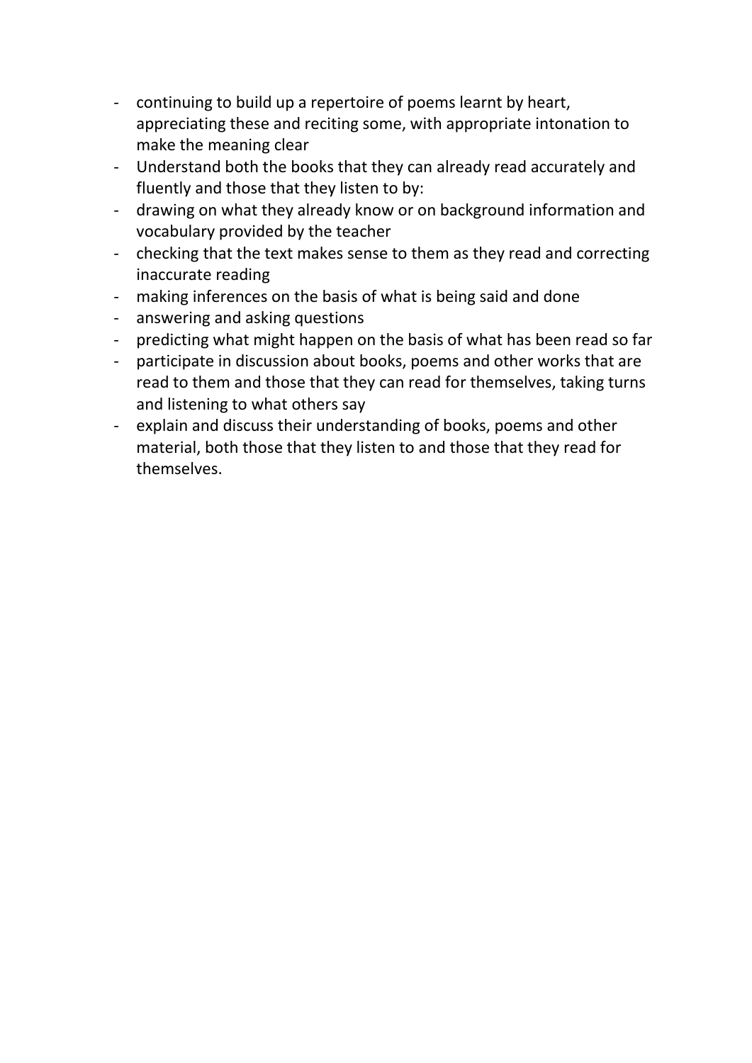- continuing to build up a repertoire of poems learnt by heart, appreciating these and reciting some, with appropriate intonation to make the meaning clear
- Understand both the books that they can already read accurately and fluently and those that they listen to by:
- drawing on what they already know or on background information and vocabulary provided by the teacher
- checking that the text makes sense to them as they read and correcting inaccurate reading
- making inferences on the basis of what is being said and done
- answering and asking questions
- predicting what might happen on the basis of what has been read so far
- participate in discussion about books, poems and other works that are read to them and those that they can read for themselves, taking turns and listening to what others say
- explain and discuss their understanding of books, poems and other material, both those that they listen to and those that they read for themselves.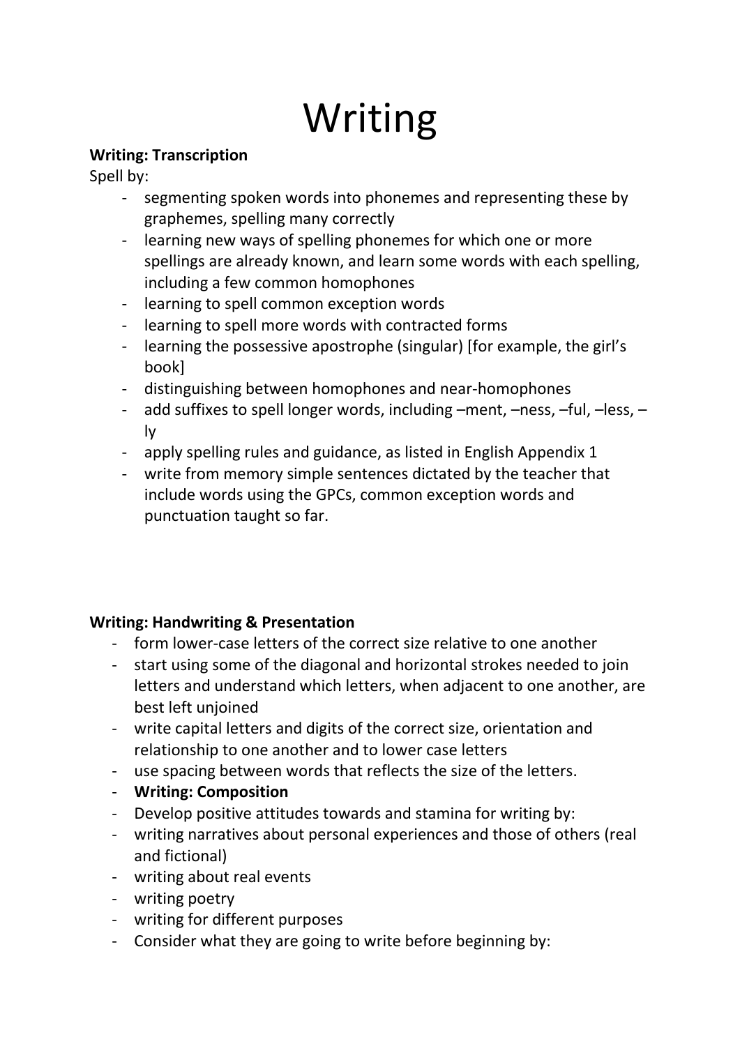# Writing

**Writing: Transcription**

Spell by:

- segmenting spoken words into phonemes and representing these by graphemes, spelling many correctly
- learning new ways of spelling phonemes for which one or more spellings are already known, and learn some words with each spelling, including a few common homophones
- learning to spell common exception words
- learning to spell more words with contracted forms
- learning the possessive apostrophe (singular) [for example, the girl's book]
- distinguishing between homophones and near-homophones
- add suffixes to spell longer words, including –ment, –ness, –ful, –less, –ly
- apply spelling rules and guidance, as listed in English Appendix 1
- write from memory simple sentences dictated by the teacher that include words using the GPCs, common exception words and punctuation taught so far.

**Writing: Handwriting & Presentation**

- form lower-case letters of the correct size relative to one another
- start using some of the diagonal and horizontal strokes needed to join letters and understand which letters, when adjacent to one another, are best left unjoined
- write capital letters and digits of the correct size, orientation and relationship to one another and to lower case letters
- use spacing between words that reflects the size of the letters.
- **Writing: Composition**
- Develop positive attitudes towards and stamina for writing by:
- writing narratives about personal experiences and those of others (real and fictional)
- writing about real events
- writing poetry
- writing for different purposes
- Consider what they are going to write before beginning by: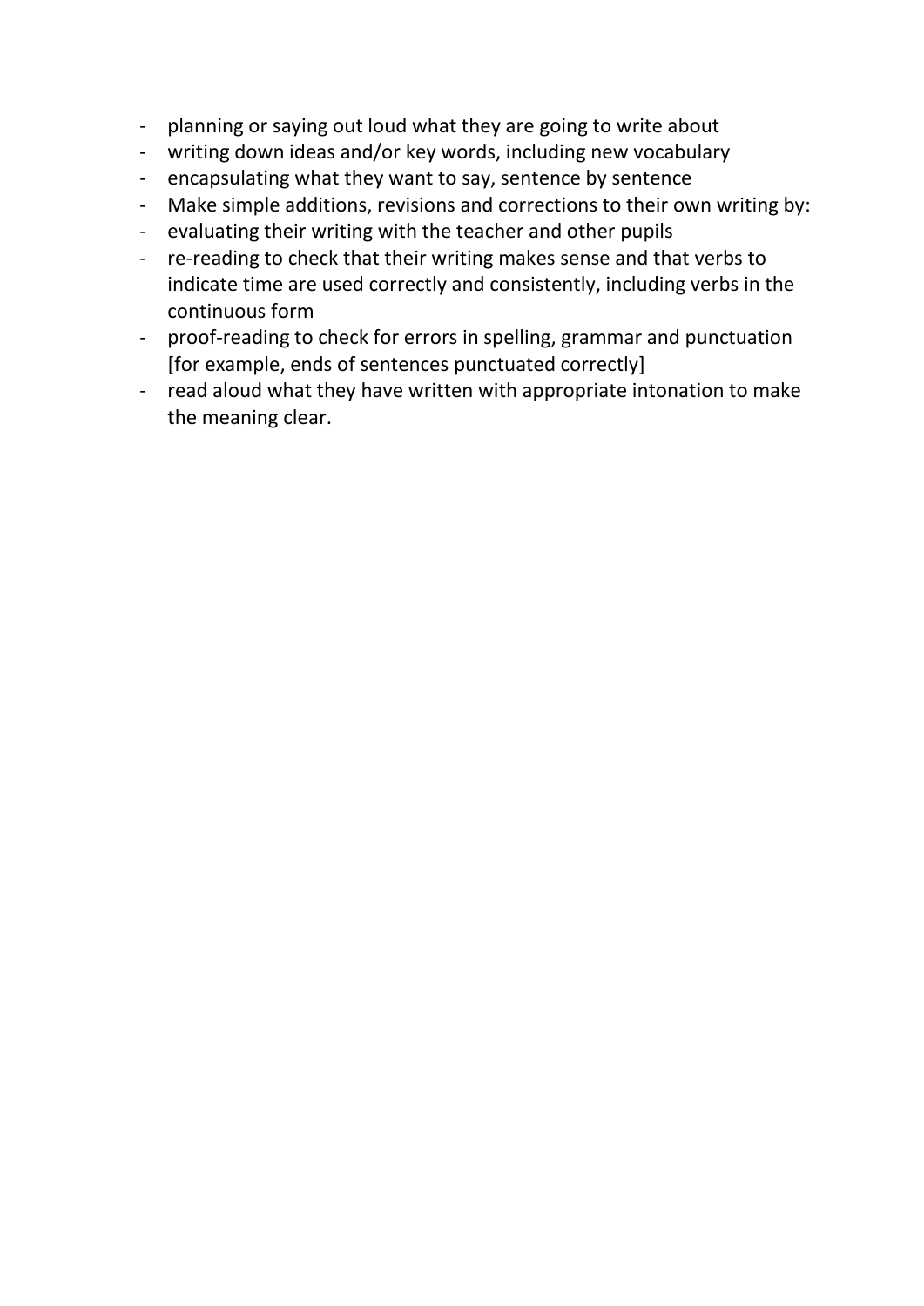- planning or saying out loud what they are going to write about
- writing down ideas and/or key words, including new vocabulary
- encapsulating what they want to say, sentence by sentence
- Make simple additions, revisions and corrections to their own writing by:
- evaluating their writing with the teacher and other pupils
- re-reading to check that their writing makes sense and that verbs to indicate time are used correctly and consistently, including verbs in the continuous form
- proof-reading to check for errors in spelling, grammar and punctuation [for example, ends of sentences punctuated correctly]
- read aloud what they have written with appropriate intonation to make the meaning clear.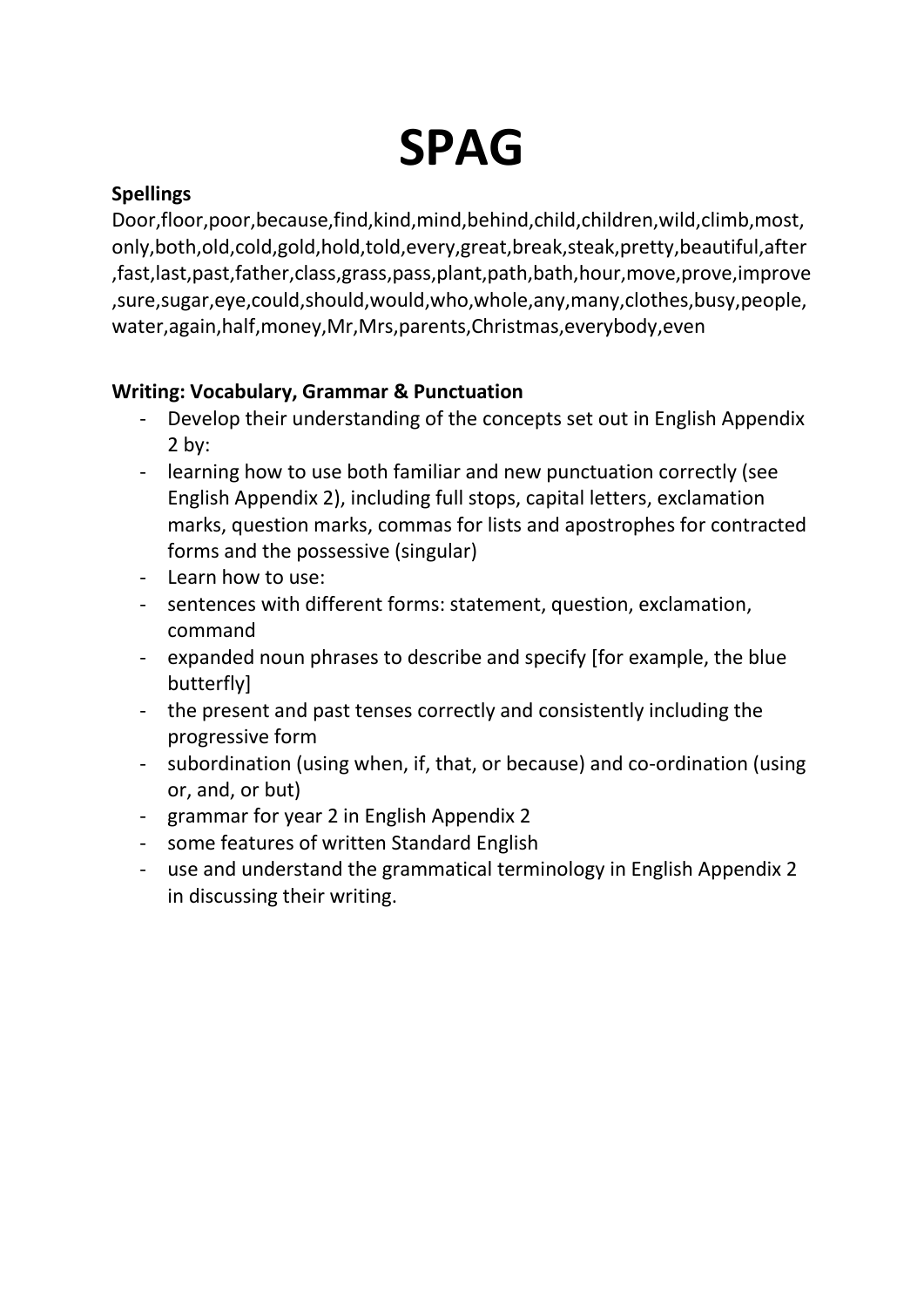# SPAG

**Spellings**

Door,floor,poor,because,find,kind,mind,behind,child,children,wild,climb,most,only,both,old,cold,gold,hold,told,every,great,break,steak,pretty,beautiful,after,fast,last,past,father,class,grass,pass,plant,path,bath,hour,move,prove,improve,sure,sugar,eye,could,should,would,who,whole,any,many,clothes,busy,people,water,again,half,money,Mr,Mrs,parents,Christmas,everybody,even

**Writing: Vocabulary, Grammar & Punctuation**

- Develop their understanding of the concepts set out in English Appendix 2 by:
- learning how to use both familiar and new punctuation correctly (see English Appendix 2), including full stops, capital letters, exclamation marks, question marks, commas for lists and apostrophes for contracted forms and the possessive (singular)
- Learn how to use:
- sentences with different forms: statement, question, exclamation, command
- expanded noun phrases to describe and specify [for example, the blue butterfly]
- the present and past tenses correctly and consistently including the progressive form
- subordination (using when, if, that, or because) and co-ordination (using or, and, or but)
- grammar for year 2 in English Appendix 2
- some features of written Standard English
- use and understand the grammatical terminology in English Appendix 2 in discussing their writing.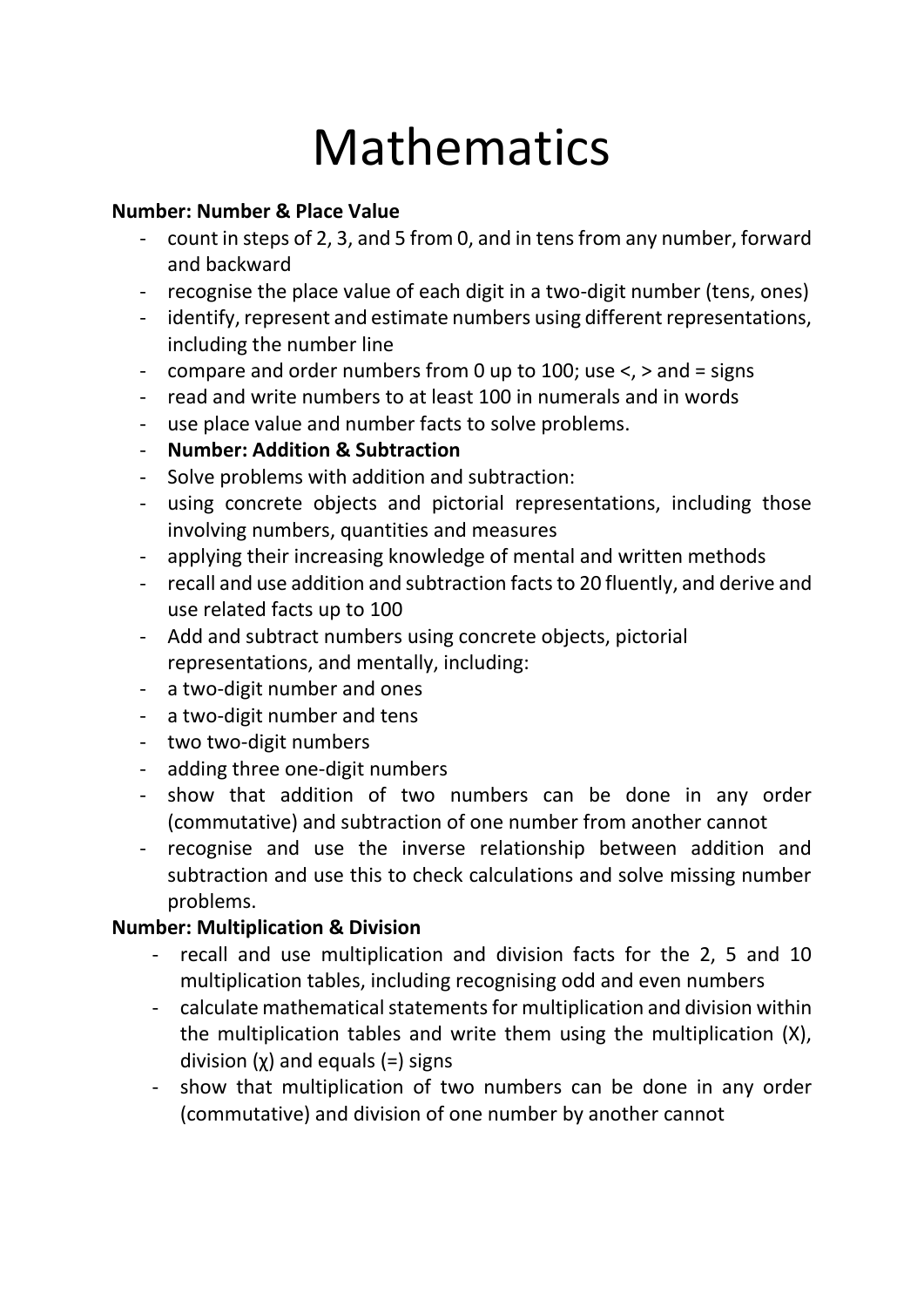# Mathematics

**Number: Number & Place Value**

- count in steps of 2, 3, and 5 from 0, and in tens from any number, forward and backward
- recognise the place value of each digit in a two-digit number (tens, ones)
- identify, represent and estimate numbers using different representations, including the number line
- compare and order numbers from 0 up to 100; use <, > and = signs
- read and write numbers to at least 100 in numerals and in words
- use place value and number facts to solve problems.
- **Number: Addition & Subtraction**
- Solve problems with addition and subtraction:
- using concrete objects and pictorial representations, including those involving numbers, quantities and measures
- applying their increasing knowledge of mental and written methods
- recall and use addition and subtraction facts to 20 fluently, and derive and use related facts up to 100
- Add and subtract numbers using concrete objects, pictorial representations, and mentally, including:
- a two-digit number and ones
- a two-digit number and tens
- two two-digit numbers
- adding three one-digit numbers
- show that addition of two numbers can be done in any order (commutative) and subtraction of one number from another cannot
- recognise and use the inverse relationship between addition and subtraction and use this to check calculations and solve missing number problems.

**Number: Multiplication & Division**

- recall and use multiplication and division facts for the 2, 5 and 10 multiplication tables, including recognising odd and even numbers
- calculate mathematical statements for multiplication and division within the multiplication tables and write them using the multiplication (X), division (χ) and equals (=) signs
- show that multiplication of two numbers can be done in any order (commutative) and division of one number by another cannot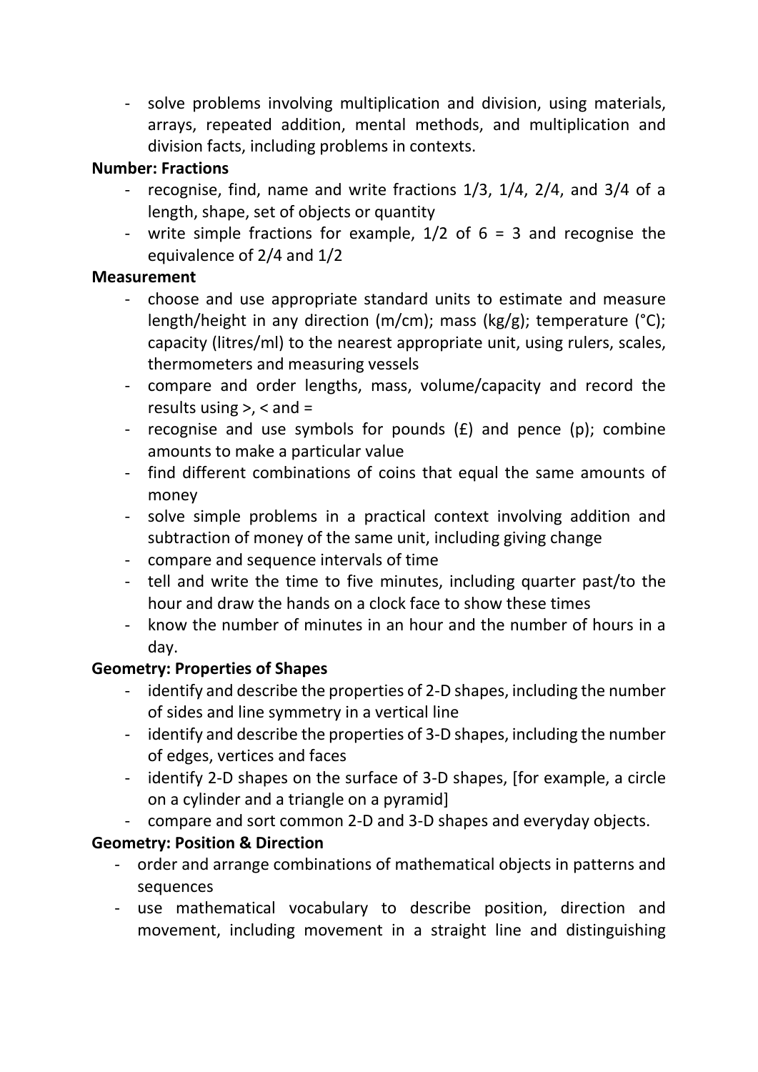- solve problems involving multiplication and division, using materials, arrays, repeated addition, mental methods, and multiplication and division facts, including problems in contexts.

**Number: Fractions**

- recognise, find, name and write fractions 1/3, 1/4, 2/4, and 3/4 of a length, shape, set of objects or quantity
- write simple fractions for example, 1/2 of 6 = 3 and recognise the equivalence of 2/4 and 1/2

**Measurement**

- choose and use appropriate standard units to estimate and measure length/height in any direction (m/cm); mass (kg/g); temperature (°C); capacity (litres/ml) to the nearest appropriate unit, using rulers, scales, thermometers and measuring vessels
- compare and order lengths, mass, volume/capacity and record the results using >, < and =
- recognise and use symbols for pounds (£) and pence (p); combine amounts to make a particular value
- find different combinations of coins that equal the same amounts of money
- solve simple problems in a practical context involving addition and subtraction of money of the same unit, including giving change
- compare and sequence intervals of time
- tell and write the time to five minutes, including quarter past/to the hour and draw the hands on a clock face to show these times
- know the number of minutes in an hour and the number of hours in a day.

**Geometry: Properties of Shapes**

- identify and describe the properties of 2-D shapes, including the number of sides and line symmetry in a vertical line
- identify and describe the properties of 3-D shapes, including the number of edges, vertices and faces
- identify 2-D shapes on the surface of 3-D shapes, [for example, a circle on a cylinder and a triangle on a pyramid]
- compare and sort common 2-D and 3-D shapes and everyday objects.

**Geometry: Position & Direction**

- order and arrange combinations of mathematical objects in patterns and sequences
- use mathematical vocabulary to describe position, direction and movement, including movement in a straight line and distinguishing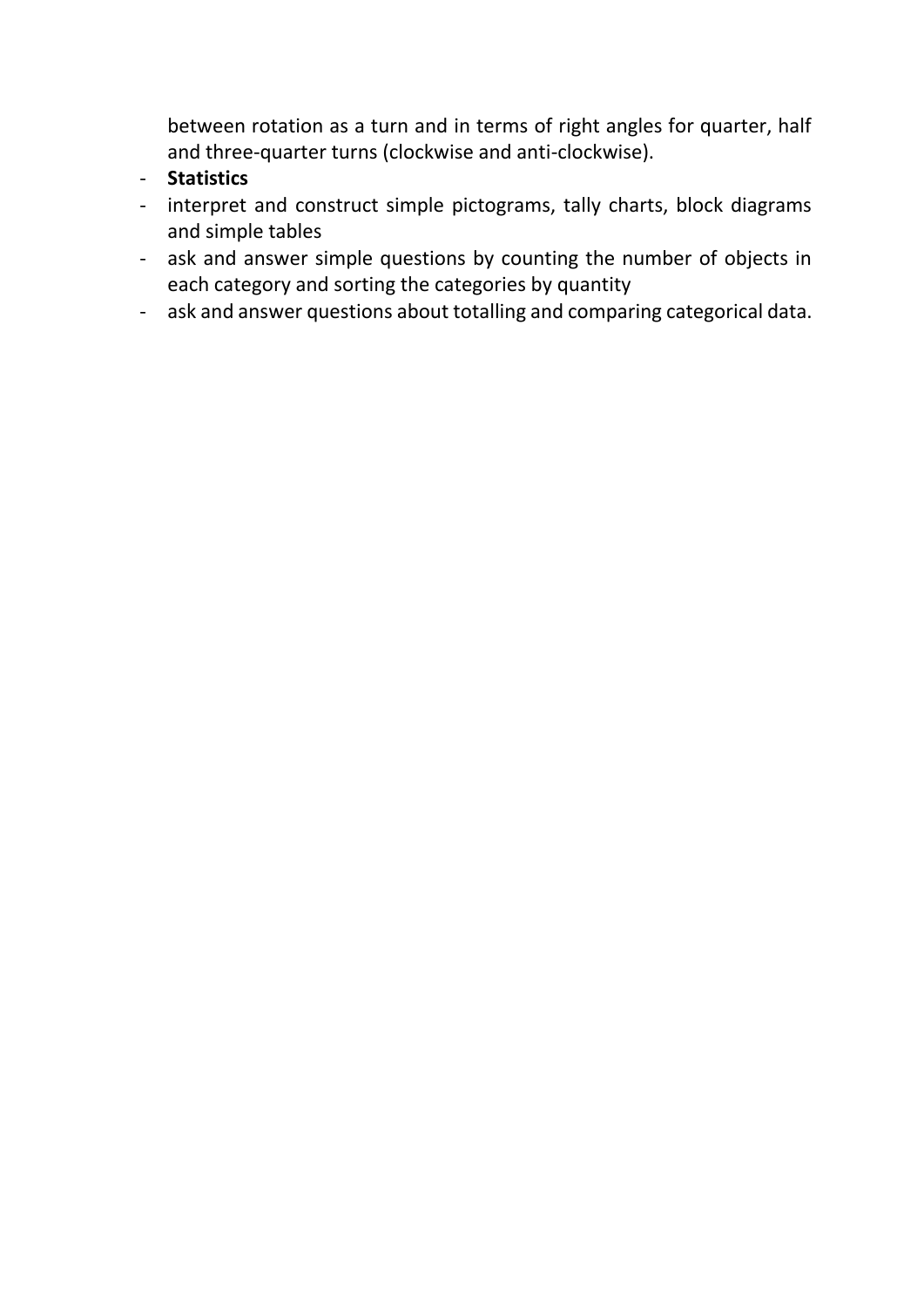between rotation as a turn and in terms of right angles for quarter, half and three-quarter turns (clockwise and anti-clockwise).

- **Statistics**
- interpret and construct simple pictograms, tally charts, block diagrams and simple tables
- ask and answer simple questions by counting the number of objects in each category and sorting the categories by quantity
- ask and answer questions about totalling and comparing categorical data.